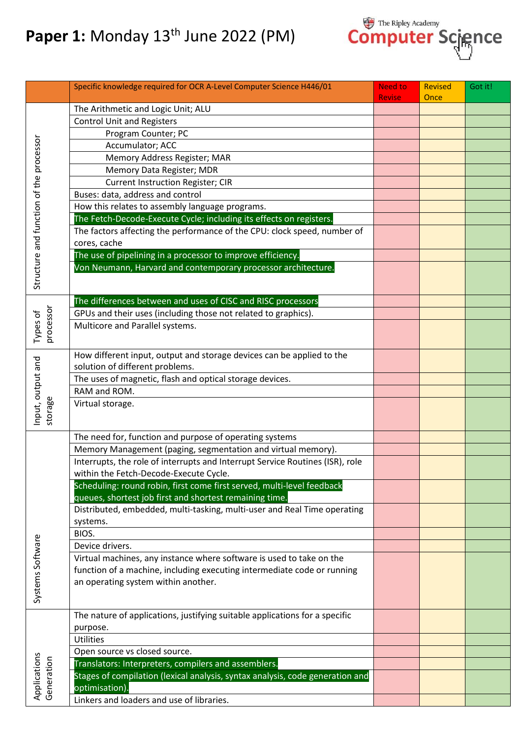# **Paper 1:** Monday 13th June 2022 (PM)

The Ripley Academy Computer Science

| | Specific knowledge required for OCR A-Level Computer Science H446/01 | Need to Revise | Revised Once | Got it! |
|---|---|---|---|---|
| Structure and function of the processor | The Arithmetic and Logic Unit; ALU | | | |
| | Control Unit and Registers | | | |
| | Program Counter; PC | | | |
| | Accumulator; ACC | | | |
| | Memory Address Register; MAR | | | |
| | Memory Data Register; MDR | | | |
| | Current Instruction Register; CIR | | | |
| | Buses: data, address and control | | | |
| | How this relates to assembly language programs. | | | |
| | The Fetch-Decode-Execute Cycle; including its effects on registers. | | | |
| | The factors affecting the performance of the CPU: clock speed, number of cores, cache | | | |
| | The use of pipelining in a processor to improve efficiency. | | | |
| | Von Neumann, Harvard and contemporary processor architecture. | | | |
| Types of processor | The differences between and uses of CISC and RISC processors | | | |
| | GPUs and their uses (including those not related to graphics). | | | |
| | Multicore and Parallel systems. | | | |
| Input, output and storage | How different input, output and storage devices can be applied to the solution of different problems. | | | |
| | The uses of magnetic, flash and optical storage devices. | | | |
| | RAM and ROM. | | | |
| | Virtual storage. | | | |
| Systems Software | The need for, function and purpose of operating systems | | | |
| | Memory Management (paging, segmentation and virtual memory). | | | |
| | Interrupts, the role of interrupts and Interrupt Service Routines (ISR), role within the Fetch-Decode-Execute Cycle. | | | |
| | Scheduling: round robin, first come first served, multi-level feedback queues, shortest job first and shortest remaining time. | | | |
| | Distributed, embedded, multi-tasking, multi-user and Real Time operating systems. | | | |
| | BIOS. | | | |
| | Device drivers. | | | |
| | Virtual machines, any instance where software is used to take on the function of a machine, including executing intermediate code or running an operating system within another. | | | |
| Applications Generation | The nature of applications, justifying suitable applications for a specific purpose. | | | |
| | Utilities | | | |
| | Open source vs closed source. | | | |
| | Translators: Interpreters, compilers and assemblers. | | | |
| | Stages of compilation (lexical analysis, syntax analysis, code generation and optimisation). | | | |
| | Linkers and loaders and use of libraries. | | | |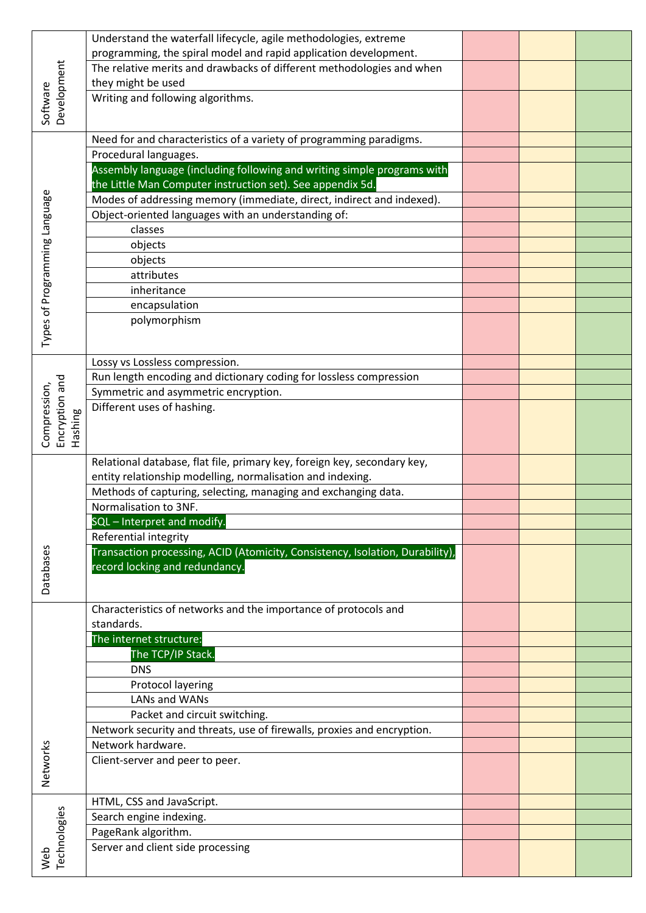| Topic | Content | | | |
|---|---|---|---|---|
| Software Development | Understand the waterfall lifecycle, agile methodologies, extreme programming, the spiral model and rapid application development. | | | |
| | The relative merits and drawbacks of different methodologies and when they might be used | | | |
| | Writing and following algorithms. | | | |
| Types of Programming Language | Need for and characteristics of a variety of programming paradigms. | | | |
| | Procedural languages. | | | |
| | Assembly language (including following and writing simple programs with the Little Man Computer instruction set). See appendix 5d. | | | |
| | Modes of addressing memory (immediate, direct, indirect and indexed). | | | |
| | Object-oriented languages with an understanding of: | | | |
| | classes | | | |
| | objects | | | |
| | objects | | | |
| | attributes | | | |
| | inheritance | | | |
| | encapsulation | | | |
| | polymorphism | | | |
| Compression, Encryption and Hashing | Lossy vs Lossless compression. | | | |
| | Run length encoding and dictionary coding for lossless compression | | | |
| | Symmetric and asymmetric encryption. | | | |
| | Different uses of hashing. | | | |
| Databases | Relational database, flat file, primary key, foreign key, secondary key, entity relationship modelling, normalisation and indexing. | | | |
| | Methods of capturing, selecting, managing and exchanging data. | | | |
| | Normalisation to 3NF. | | | |
| | SQL – Interpret and modify. | | | |
| | Referential integrity | | | |
| | Transaction processing, ACID (Atomicity, Consistency, Isolation, Durability), record locking and redundancy. | | | |
| Networks | Characteristics of networks and the importance of protocols and standards. | | | |
| | The internet structure: | | | |
| | The TCP/IP Stack. | | | |
| | DNS | | | |
| | Protocol layering | | | |
| | LANs and WANs | | | |
| | Packet and circuit switching. | | | |
| | Network security and threats, use of firewalls, proxies and encryption. | | | |
| | Network hardware. | | | |
| | Client-server and peer to peer. | | | |
| Web Technologies | HTML, CSS and JavaScript. | | | |
| | Search engine indexing. | | | |
| | PageRank algorithm. | | | |
| | Server and client side processing | | | |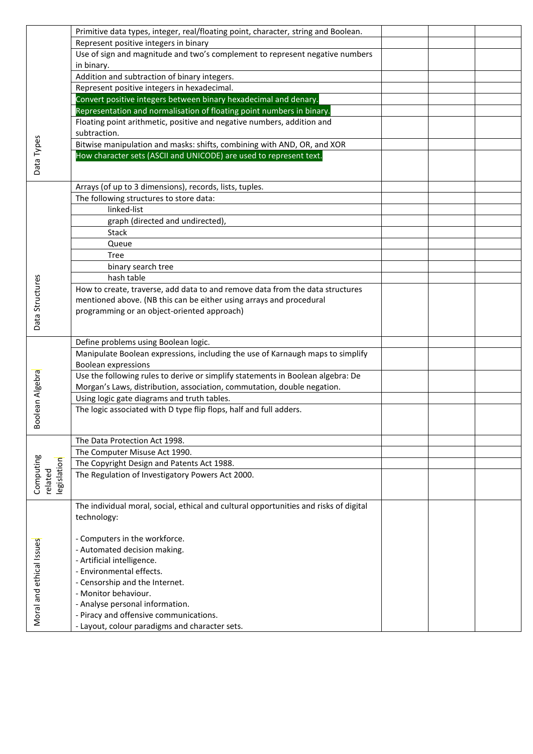| | | | | |
|---|---|---|---|---|
| Data Types | Primitive data types, integer, real/floating point, character, string and Boolean. | | | |
| | Represent positive integers in binary | | | |
| | Use of sign and magnitude and two's complement to represent negative numbers in binary. | | | |
| | Addition and subtraction of binary integers. | | | |
| | Represent positive integers in hexadecimal. | | | |
| | Convert positive integers between binary hexadecimal and denary. | | | |
| | Representation and normalisation of floating point numbers in binary. | | | |
| | Floating point arithmetic, positive and negative numbers, addition and subtraction. | | | |
| | Bitwise manipulation and masks: shifts, combining with AND, OR, and XOR | | | |
| | How character sets (ASCII and UNICODE) are used to represent text. | | | |
| Data Structures | Arrays (of up to 3 dimensions), records, lists, tuples. | | | |
| | The following structures to store data: | | | |
| | linked-list | | | |
| | graph (directed and undirected), | | | |
| | Stack | | | |
| | Queue | | | |
| | Tree | | | |
| | binary search tree | | | |
| | hash table | | | |
| | How to create, traverse, add data to and remove data from the data structures mentioned above. (NB this can be either using arrays and procedural programming or an object-oriented approach) | | | |
| Boolean Algebra | Define problems using Boolean logic. | | | |
| | Manipulate Boolean expressions, including the use of Karnaugh maps to simplify Boolean expressions | | | |
| | Use the following rules to derive or simplify statements in Boolean algebra: De Morgan's Laws, distribution, association, commutation, double negation. | | | |
| | Using logic gate diagrams and truth tables. | | | |
| | The logic associated with D type flip flops, half and full adders. | | | |
| Computing related legislation | The Data Protection Act 1998. | | | |
| | The Computer Misuse Act 1990. | | | |
| | The Copyright Design and Patents Act 1988. | | | |
| | The Regulation of Investigatory Powers Act 2000. | | | |
| Moral and ethical Issues | The individual moral, social, ethical and cultural opportunities and risks of digital technology:<br><br>- Computers in the workforce.<br>- Automated decision making.<br>- Artificial intelligence.<br>- Environmental effects.<br>- Censorship and the Internet.<br>- Monitor behaviour.<br>- Analyse personal information.<br>- Piracy and offensive communications.<br>- Layout, colour paradigms and character sets. | | | |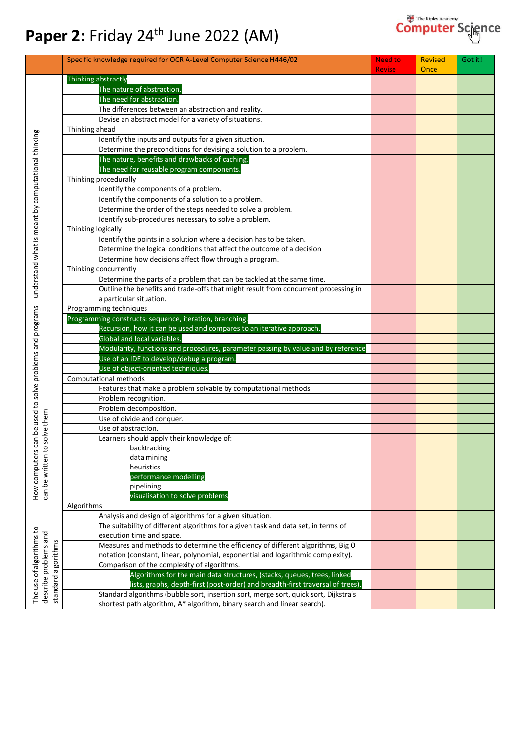# **Paper 2:** Friday 24th June 2022 (AM)

The Ripley Academy Computer Science

| | Specific knowledge required for OCR A-Level Computer Science H446/02 | Need to Revise | Revised Once | Got it! |
|---|---|---|---|---|
| understand what is meant by computational thinking | Thinking abstractly | | | |
| | The nature of abstraction. | | | |
| | The need for abstraction. | | | |
| | The differences between an abstraction and reality. | | | |
| | Devise an abstract model for a variety of situations. | | | |
| | Thinking ahead | | | |
| | Identify the inputs and outputs for a given situation. | | | |
| | Determine the preconditions for devising a solution to a problem. | | | |
| | The nature, benefits and drawbacks of caching. | | | |
| | The need for reusable program components. | | | |
| | Thinking procedurally | | | |
| | Identify the components of a problem. | | | |
| | Identify the components of a solution to a problem. | | | |
| | Determine the order of the steps needed to solve a problem. | | | |
| | Identify sub-procedures necessary to solve a problem. | | | |
| | Thinking logically | | | |
| | Identify the points in a solution where a decision has to be taken. | | | |
| | Determine the logical conditions that affect the outcome of a decision | | | |
| | Determine how decisions affect flow through a program. | | | |
| | Thinking concurrently | | | |
| | Determine the parts of a problem that can be tackled at the same time. | | | |
| | Outline the benefits and trade-offs that might result from concurrent processing in a particular situation. | | | |
| How computers can be used to solve problems and programs can be written to solve them | Programming techniques | | | |
| | Programming constructs: sequence, iteration, branching. | | | |
| | Recursion, how it can be used and compares to an iterative approach. | | | |
| | Global and local variables. | | | |
| | Modularity, functions and procedures, parameter passing by value and by reference | | | |
| | Use of an IDE to develop/debug a program. | | | |
| | Use of object-oriented techniques. | | | |
| | Computational methods | | | |
| | Features that make a problem solvable by computational methods | | | |
| | Problem recognition. | | | |
| | Problem decomposition. | | | |
| | Use of divide and conquer. | | | |
| | Use of abstraction. | | | |
| | Learners should apply their knowledge of: backtracking, data mining, heuristics, performance modelling, pipelining, visualisation to solve problems | | | |
| The use of algorithms to describe problems and standard algorithms | Algorithms | | | |
| | Analysis and design of algorithms for a given situation. | | | |
| | The suitability of different algorithms for a given task and data set, in terms of execution time and space. | | | |
| | Measures and methods to determine the efficiency of different algorithms, Big O notation (constant, linear, polynomial, exponential and logarithmic complexity). | | | |
| | Comparison of the complexity of algorithms. | | | |
| | Algorithms for the main data structures, (stacks, queues, trees, linked lists, graphs, depth-first (post-order) and breadth-first traversal of trees). | | | |
| | Standard algorithms (bubble sort, insertion sort, merge sort, quick sort, Dijkstra's shortest path algorithm, A* algorithm, binary search and linear search). | | | |